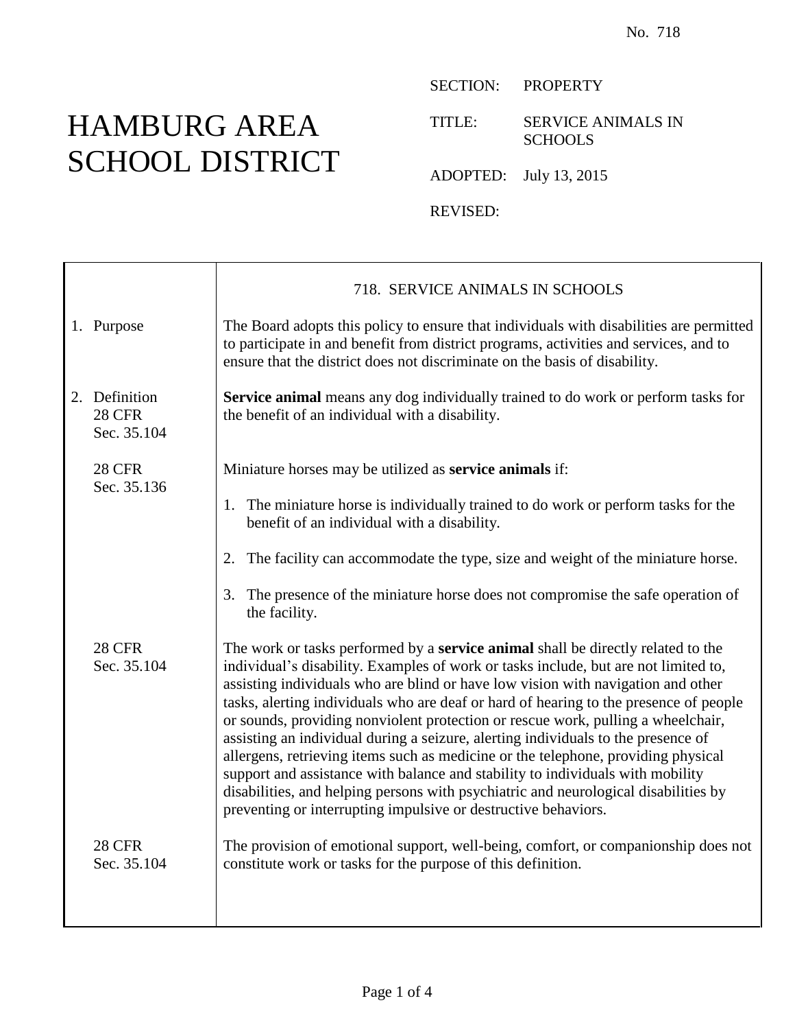No. 718

# HAMBURG AREA SCHOOL DISTRICT

SECTION: PROPERTY

TITLE: SERVICE ANIMALS IN SCHOOLS

ADOPTED: July 13, 2015

REVISED:

## 718. SERVICE ANIMALS IN SCHOOLS

### 1. Purpose

The Board adopts this policy to ensure that individuals with disabilities are permitted to participate in and benefit from district programs, activities and services, and to ensure that the district does not discriminate on the basis of disability.

### 2. Definition

28 CFR Sec. 35.104

**Service animal** means any dog individually trained to do work or perform tasks for the benefit of an individual with a disability.

28 CFR Sec. 35.136

Miniature horses may be utilized as **service animals** if:

1. The miniature horse is individually trained to do work or perform tasks for the benefit of an individual with a disability.
2. The facility can accommodate the type, size and weight of the miniature horse.
3. The presence of the miniature horse does not compromise the safe operation of the facility.

28 CFR Sec. 35.104

The work or tasks performed by a **service animal** shall be directly related to the individual's disability. Examples of work or tasks include, but are not limited to, assisting individuals who are blind or have low vision with navigation and other tasks, alerting individuals who are deaf or hard of hearing to the presence of people or sounds, providing nonviolent protection or rescue work, pulling a wheelchair, assisting an individual during a seizure, alerting individuals to the presence of allergens, retrieving items such as medicine or the telephone, providing physical support and assistance with balance and stability to individuals with mobility disabilities, and helping persons with psychiatric and neurological disabilities by preventing or interrupting impulsive or destructive behaviors.

28 CFR Sec. 35.104

The provision of emotional support, well-being, comfort, or companionship does not constitute work or tasks for the purpose of this definition.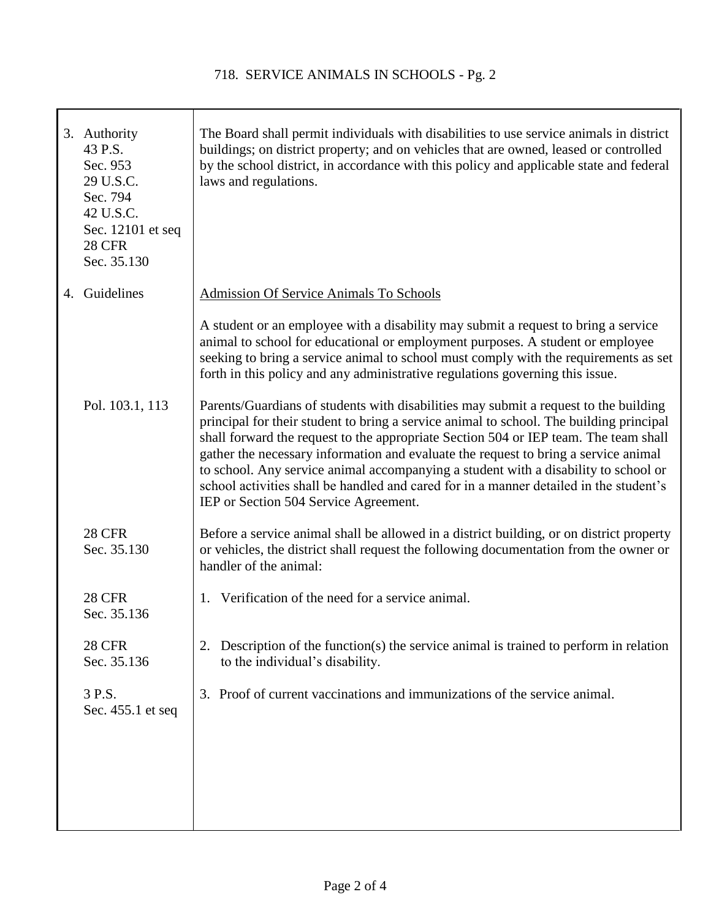# 718. SERVICE ANIMALS IN SCHOOLS - Pg. 2

| | |
|---|---|
| 3. Authority<br>43 P.S.<br>Sec. 953<br>29 U.S.C.<br>Sec. 794<br>42 U.S.C.<br>Sec. 12101 et seq<br>28 CFR<br>Sec. 35.130 | The Board shall permit individuals with disabilities to use service animals in district buildings; on district property; and on vehicles that are owned, leased or controlled by the school district, in accordance with this policy and applicable state and federal laws and regulations. |
| 4. Guidelines | <u>Admission Of Service Animals To Schools</u><br><br>A student or an employee with a disability may submit a request to bring a service animal to school for educational or employment purposes. A student or employee seeking to bring a service animal to school must comply with the requirements as set forth in this policy and any administrative regulations governing this issue. |
| Pol. 103.1, 113 | Parents/Guardians of students with disabilities may submit a request to the building principal for their student to bring a service animal to school. The building principal shall forward the request to the appropriate Section 504 or IEP team. The team shall gather the necessary information and evaluate the request to bring a service animal to school. Any service animal accompanying a student with a disability to school or school activities shall be handled and cared for in a manner detailed in the student's IEP or Section 504 Service Agreement. |
| 28 CFR<br>Sec. 35.130 | Before a service animal shall be allowed in a district building, or on district property or vehicles, the district shall request the following documentation from the owner or handler of the animal: |
| 28 CFR<br>Sec. 35.136 | 1. Verification of the need for a service animal. |
| 28 CFR<br>Sec. 35.136 | 2. Description of the function(s) the service animal is trained to perform in relation to the individual's disability. |
| 3 P.S.<br>Sec. 455.1 et seq | 3. Proof of current vaccinations and immunizations of the service animal. |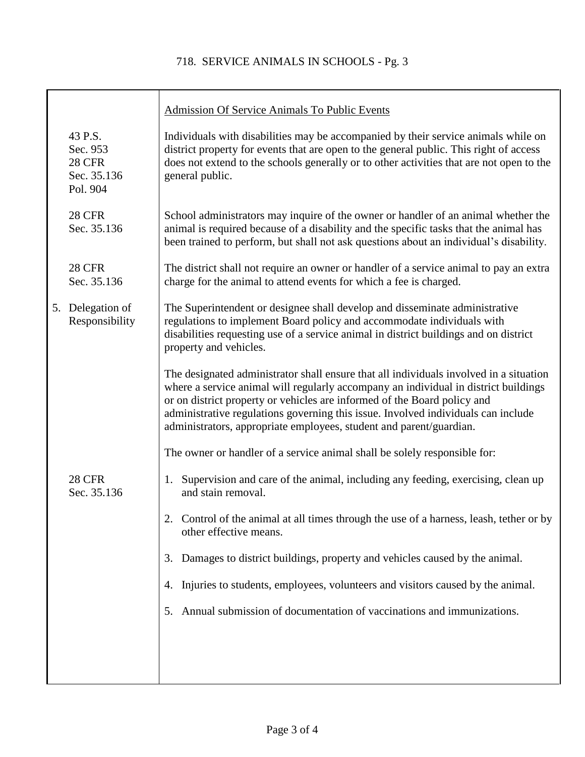Admission Of Service Animals To Public Events

43 P.S. Sec. 953
28 CFR Sec. 35.136
Pol. 904

Individuals with disabilities may be accompanied by their service animals while on district property for events that are open to the general public. This right of access does not extend to the schools generally or to other activities that are not open to the general public.

28 CFR Sec. 35.136

School administrators may inquire of the owner or handler of an animal whether the animal is required because of a disability and the specific tasks that the animal has been trained to perform, but shall not ask questions about an individual's disability.

28 CFR Sec. 35.136

The district shall not require an owner or handler of a service animal to pay an extra charge for the animal to attend events for which a fee is charged.

## 5. Delegation of Responsibility

The Superintendent or designee shall develop and disseminate administrative regulations to implement Board policy and accommodate individuals with disabilities requesting use of a service animal in district buildings and on district property and vehicles.

The designated administrator shall ensure that all individuals involved in a situation where a service animal will regularly accompany an individual in district buildings or on district property or vehicles are informed of the Board policy and administrative regulations governing this issue. Involved individuals can include administrators, appropriate employees, student and parent/guardian.

The owner or handler of a service animal shall be solely responsible for:

28 CFR Sec. 35.136

1. Supervision and care of the animal, including any feeding, exercising, clean up and stain removal.
2. Control of the animal at all times through the use of a harness, leash, tether or by other effective means.
3. Damages to district buildings, property and vehicles caused by the animal.
4. Injuries to students, employees, volunteers and visitors caused by the animal.
5. Annual submission of documentation of vaccinations and immunizations.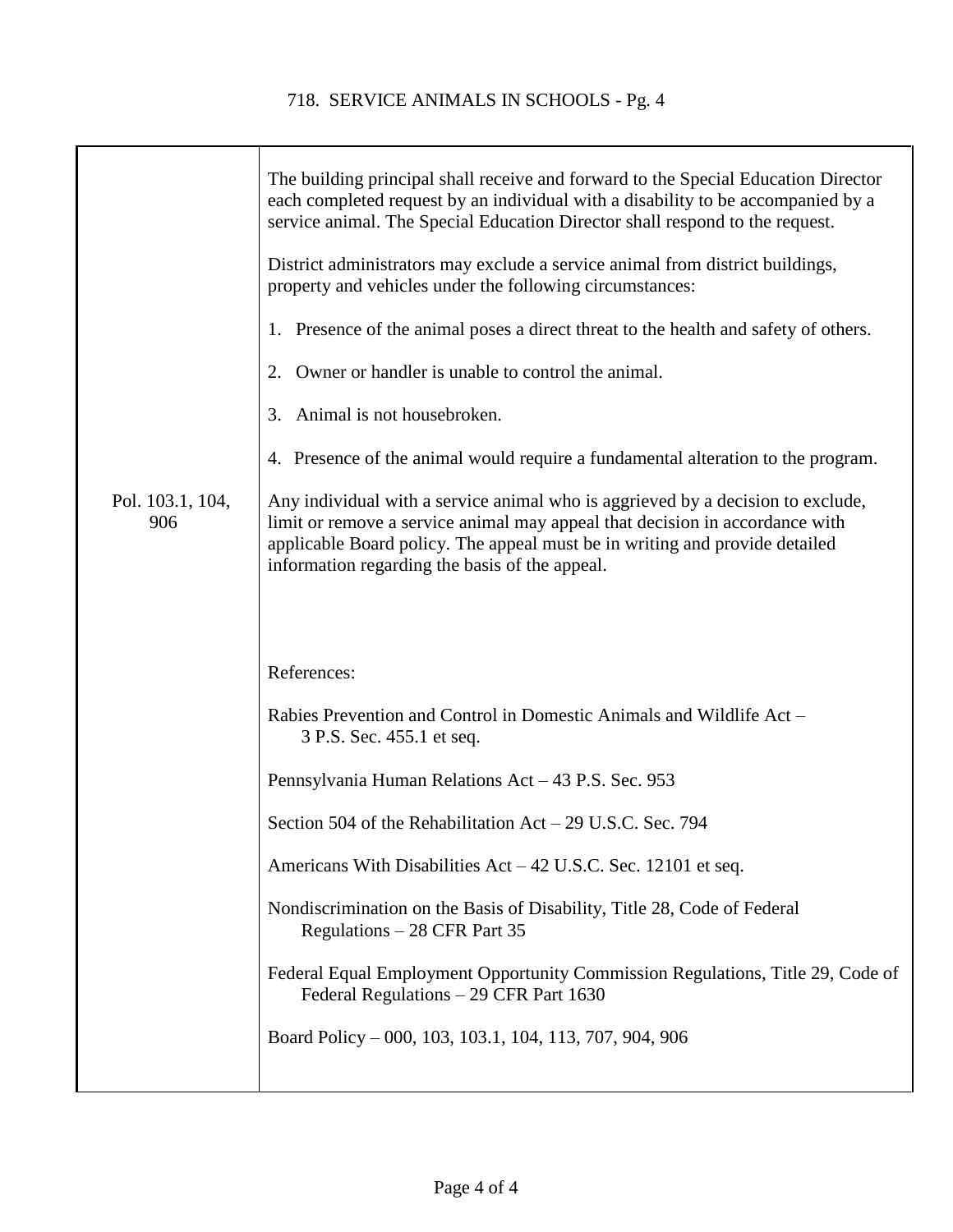The building principal shall receive and forward to the Special Education Director each completed request by an individual with a disability to be accompanied by a service animal. The Special Education Director shall respond to the request.

District administrators may exclude a service animal from district buildings, property and vehicles under the following circumstances:

1. Presence of the animal poses a direct threat to the health and safety of others.
2. Owner or handler is unable to control the animal.
3. Animal is not housebroken.
4. Presence of the animal would require a fundamental alteration to the program.

Pol. 103.1, 104, 906

Any individual with a service animal who is aggrieved by a decision to exclude, limit or remove a service animal may appeal that decision in accordance with applicable Board policy. The appeal must be in writing and provide detailed information regarding the basis of the appeal.

References:

Rabies Prevention and Control in Domestic Animals and Wildlife Act – 3 P.S. Sec. 455.1 et seq.

Pennsylvania Human Relations Act – 43 P.S. Sec. 953

Section 504 of the Rehabilitation Act – 29 U.S.C. Sec. 794

Americans With Disabilities Act – 42 U.S.C. Sec. 12101 et seq.

Nondiscrimination on the Basis of Disability, Title 28, Code of Federal Regulations – 28 CFR Part 35

Federal Equal Employment Opportunity Commission Regulations, Title 29, Code of Federal Regulations – 29 CFR Part 1630

Board Policy – 000, 103, 103.1, 104, 113, 707, 904, 906